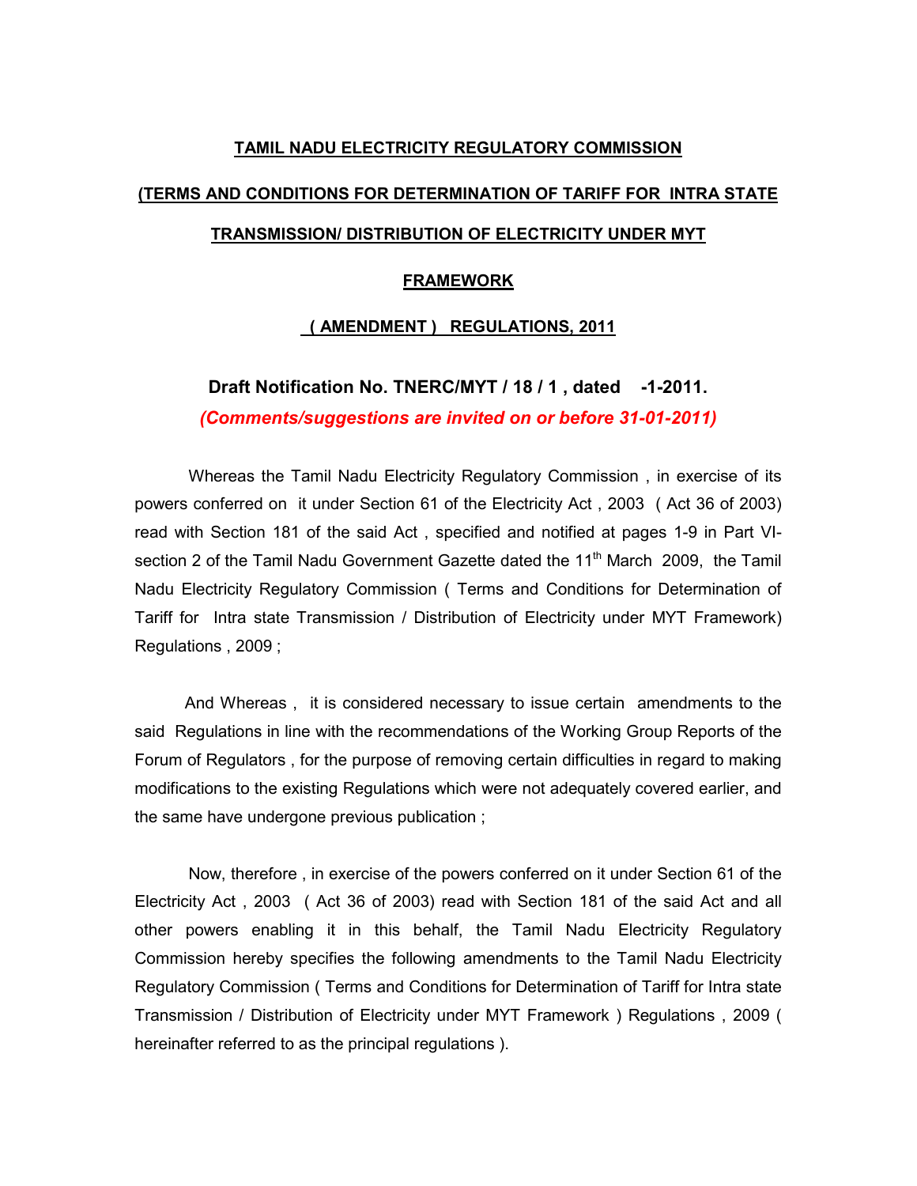**TAMIL NADU ELECTRICITY REGULATORY COMMISSION**

**(TERMS AND CONDITIONS FOR DETERMINATION OF TARIFF FOR INTRA STATE TRANSMISSION/ DISTRIBUTION OF ELECTRICITY UNDER MYT FRAMEWORK**

**( AMENDMENT ) REGULATIONS, 2011**

**Draft Notification No. TNERC/MYT / 18 / 1 , dated -1-2011.**

***(Comments/suggestions are invited on or before 31-01-2011)***

Whereas the Tamil Nadu Electricity Regulatory Commission , in exercise of its powers conferred on it under Section 61 of the Electricity Act , 2003 ( Act 36 of 2003) read with Section 181 of the said Act , specified and notified at pages 1-9 in Part VI-section 2 of the Tamil Nadu Government Gazette dated the 11th March 2009, the Tamil Nadu Electricity Regulatory Commission ( Terms and Conditions for Determination of Tariff for Intra state Transmission / Distribution of Electricity under MYT Framework) Regulations , 2009 ;

And Whereas , it is considered necessary to issue certain amendments to the said Regulations in line with the recommendations of the Working Group Reports of the Forum of Regulators , for the purpose of removing certain difficulties in regard to making modifications to the existing Regulations which were not adequately covered earlier, and the same have undergone previous publication ;

Now, therefore , in exercise of the powers conferred on it under Section 61 of the Electricity Act , 2003 ( Act 36 of 2003) read with Section 181 of the said Act and all other powers enabling it in this behalf, the Tamil Nadu Electricity Regulatory Commission hereby specifies the following amendments to the Tamil Nadu Electricity Regulatory Commission ( Terms and Conditions for Determination of Tariff for Intra state Transmission / Distribution of Electricity under MYT Framework ) Regulations , 2009 ( hereinafter referred to as the principal regulations ).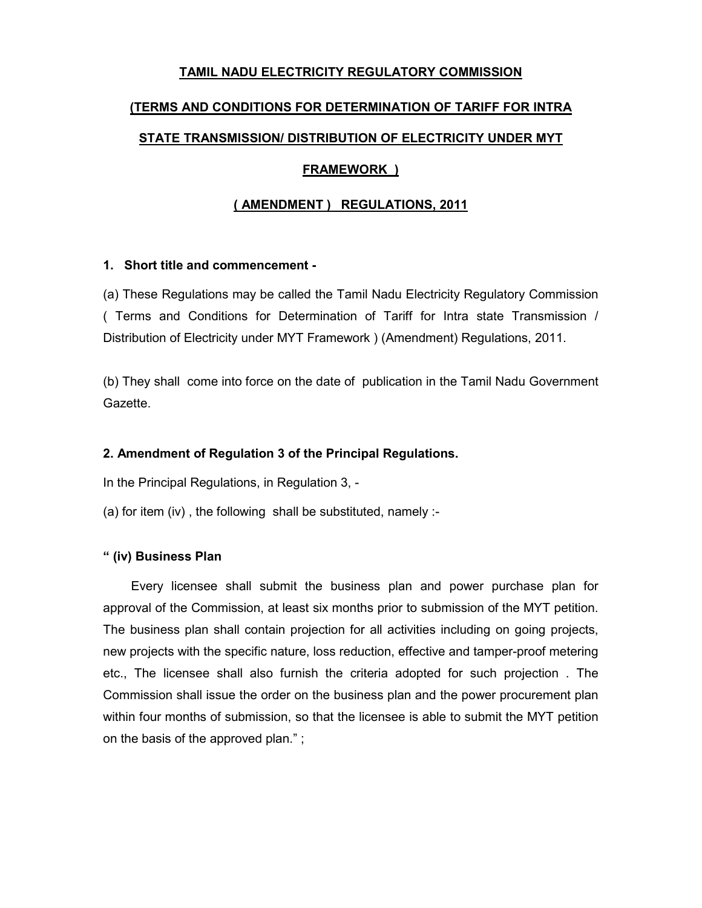**TAMIL NADU ELECTRICITY REGULATORY COMMISSION**

**(TERMS AND CONDITIONS FOR DETERMINATION OF TARIFF FOR INTRA STATE TRANSMISSION/ DISTRIBUTION OF ELECTRICITY UNDER MYT FRAMEWORK )**

**( AMENDMENT ) REGULATIONS, 2011**

**1. Short title and commencement -**

(a) These Regulations may be called the Tamil Nadu Electricity Regulatory Commission ( Terms and Conditions for Determination of Tariff for Intra state Transmission / Distribution of Electricity under MYT Framework ) (Amendment) Regulations, 2011.

(b) They shall come into force on the date of publication in the Tamil Nadu Government Gazette.

**2. Amendment of Regulation 3 of the Principal Regulations.**

In the Principal Regulations, in Regulation 3, -

(a) for item (iv) , the following shall be substituted, namely :-

**" (iv) Business Plan**

Every licensee shall submit the business plan and power purchase plan for approval of the Commission, at least six months prior to submission of the MYT petition. The business plan shall contain projection for all activities including on going projects, new projects with the specific nature, loss reduction, effective and tamper-proof metering etc., The licensee shall also furnish the criteria adopted for such projection . The Commission shall issue the order on the business plan and the power procurement plan within four months of submission, so that the licensee is able to submit the MYT petition on the basis of the approved plan." ;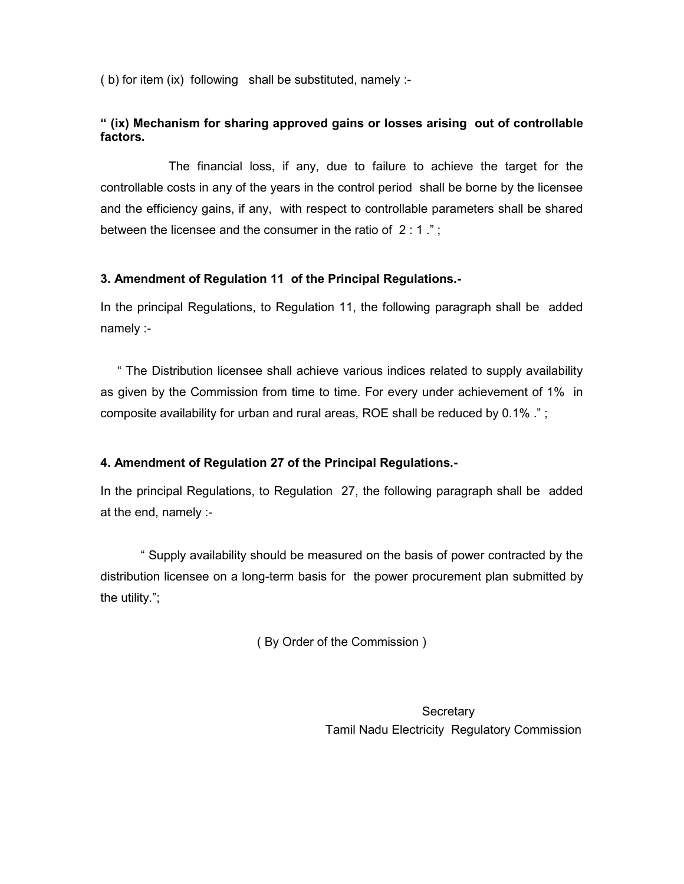( b) for item (ix) following shall be substituted, namely :-

**" (ix) Mechanism for sharing approved gains or losses arising out of controllable factors.**

The financial loss, if any, due to failure to achieve the target for the controllable costs in any of the years in the control period shall be borne by the licensee and the efficiency gains, if any, with respect to controllable parameters shall be shared between the licensee and the consumer in the ratio of 2 : 1 ." ;

**3. Amendment of Regulation 11 of the Principal Regulations.-**

In the principal Regulations, to Regulation 11, the following paragraph shall be added namely :-

" The Distribution licensee shall achieve various indices related to supply availability as given by the Commission from time to time. For every under achievement of 1% in composite availability for urban and rural areas, ROE shall be reduced by 0.1% ." ;

**4. Amendment of Regulation 27 of the Principal Regulations.-**

In the principal Regulations, to Regulation 27, the following paragraph shall be added at the end, namely :-

" Supply availability should be measured on the basis of power contracted by the distribution licensee on a long-term basis for the power procurement plan submitted by the utility.";

( By Order of the Commission )

Secretary
Tamil Nadu Electricity Regulatory Commission